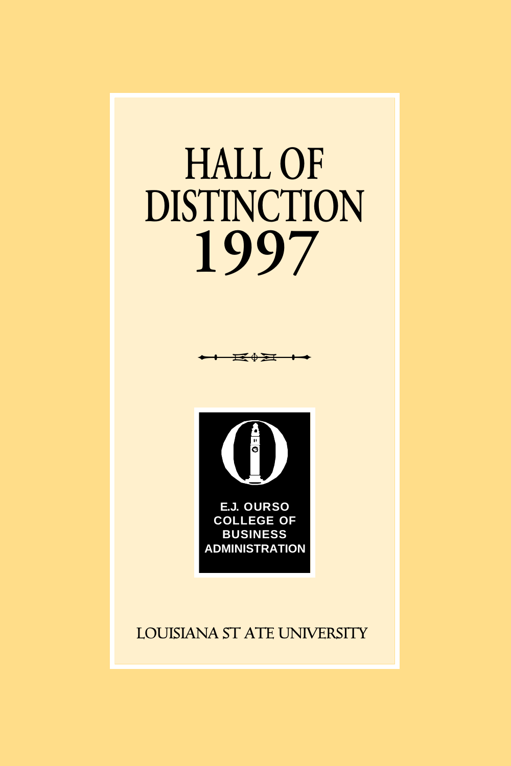# HALL OF DISTINCTION 1997

E.J. OURSO COLLEGE OF BUSINESS ADMINISTRATION

LOUISIANA STATE UNIVERSITY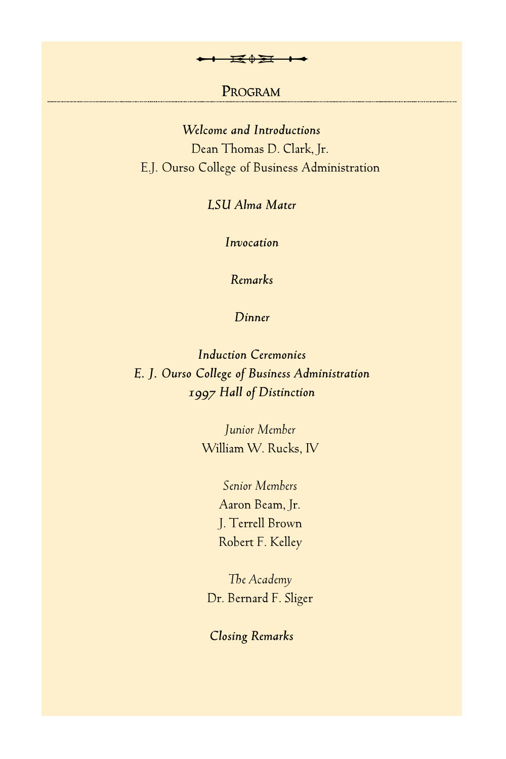## Program

***Welcome and Introductions***

Dean Thomas D. Clark, Jr.
E.J. Ourso College of Business Administration

***LSU Alma Mater***

***Invocation***

***Remarks***

***Dinner***

***Induction Ceremonies***
***E. J. Ourso College of Business Administration***
***1997 Hall of Distinction***

*Junior Member*
William W. Rucks, IV

*Senior Members*
Aaron Beam, Jr.
J. Terrell Brown
Robert F. Kelley

*The Academy*
Dr. Bernard F. Sliger

***Closing Remarks***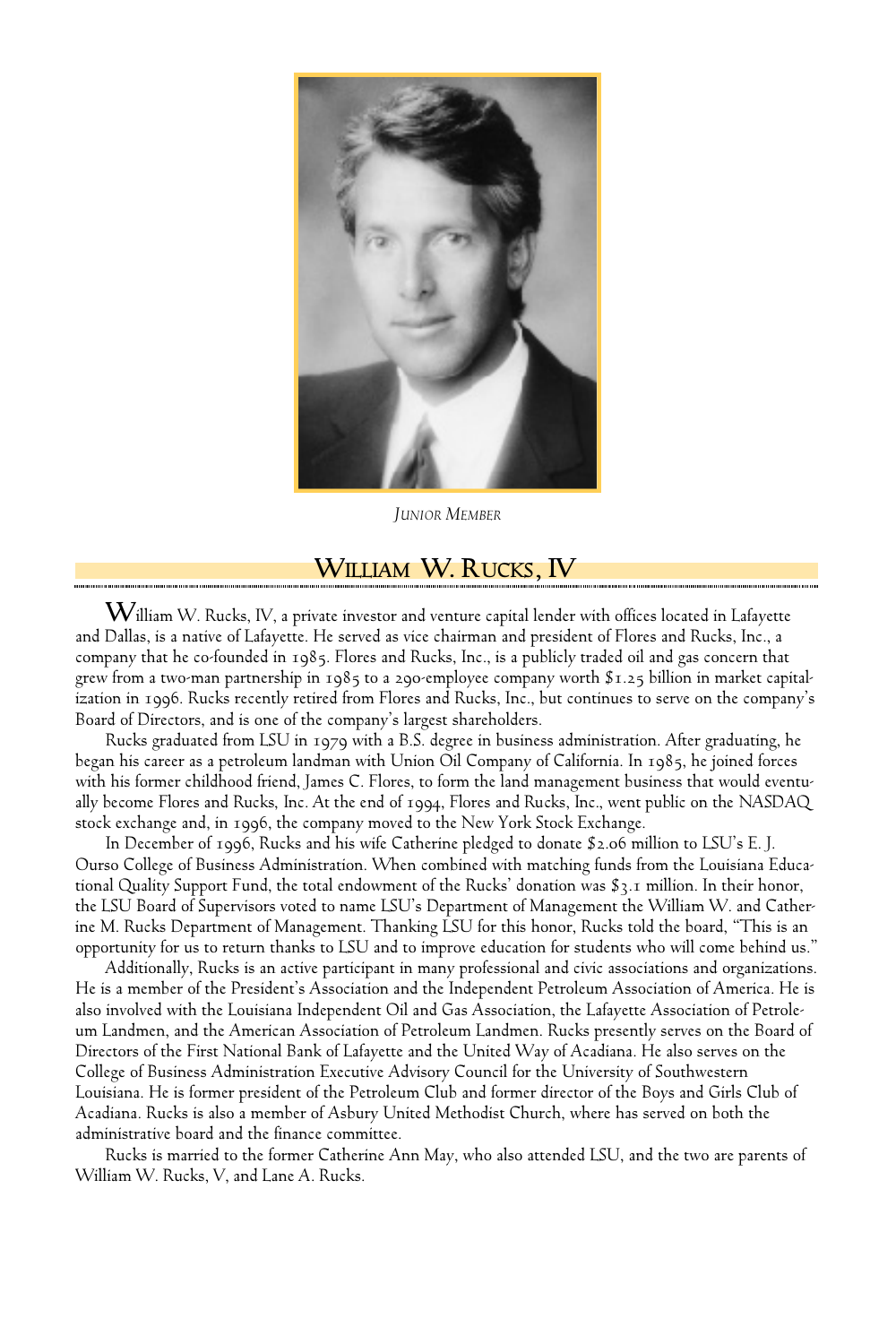*Junior Member*

## William W. Rucks, IV

William W. Rucks, IV, a private investor and venture capital lender with offices located in Lafayette and Dallas, is a native of Lafayette. He served as vice chairman and president of Flores and Rucks, Inc., a company that he co-founded in 1985. Flores and Rucks, Inc., is a publicly traded oil and gas concern that grew from a two-man partnership in 1985 to a 290-employee company worth $1.25 billion in market capitalization in 1996. Rucks recently retired from Flores and Rucks, Inc., but continues to serve on the company's Board of Directors, and is one of the company's largest shareholders.

Rucks graduated from LSU in 1979 with a B.S. degree in business administration. After graduating, he began his career as a petroleum landman with Union Oil Company of California. In 1985, he joined forces with his former childhood friend, James C. Flores, to form the land management business that would eventually become Flores and Rucks, Inc. At the end of 1994, Flores and Rucks, Inc., went public on the NASDAQ stock exchange and, in 1996, the company moved to the New York Stock Exchange.

In December of 1996, Rucks and his wife Catherine pledged to donate $2.06 million to LSU's E. J. Ourso College of Business Administration. When combined with matching funds from the Louisiana Educational Quality Support Fund, the total endowment of the Rucks' donation was $3.1 million. In their honor, the LSU Board of Supervisors voted to name LSU's Department of Management the William W. and Catherine M. Rucks Department of Management. Thanking LSU for this honor, Rucks told the board, "This is an opportunity for us to return thanks to LSU and to improve education for students who will come behind us."

Additionally, Rucks is an active participant in many professional and civic associations and organizations. He is a member of the President's Association and the Independent Petroleum Association of America. He is also involved with the Louisiana Independent Oil and Gas Association, the Lafayette Association of Petroleum Landmen, and the American Association of Petroleum Landmen. Rucks presently serves on the Board of Directors of the First National Bank of Lafayette and the United Way of Acadiana. He also serves on the College of Business Administration Executive Advisory Council for the University of Southwestern Louisiana. He is former president of the Petroleum Club and former director of the Boys and Girls Club of Acadiana. Rucks is also a member of Asbury United Methodist Church, where has served on both the administrative board and the finance committee.

Rucks is married to the former Catherine Ann May, who also attended LSU, and the two are parents of William W. Rucks, V, and Lane A. Rucks.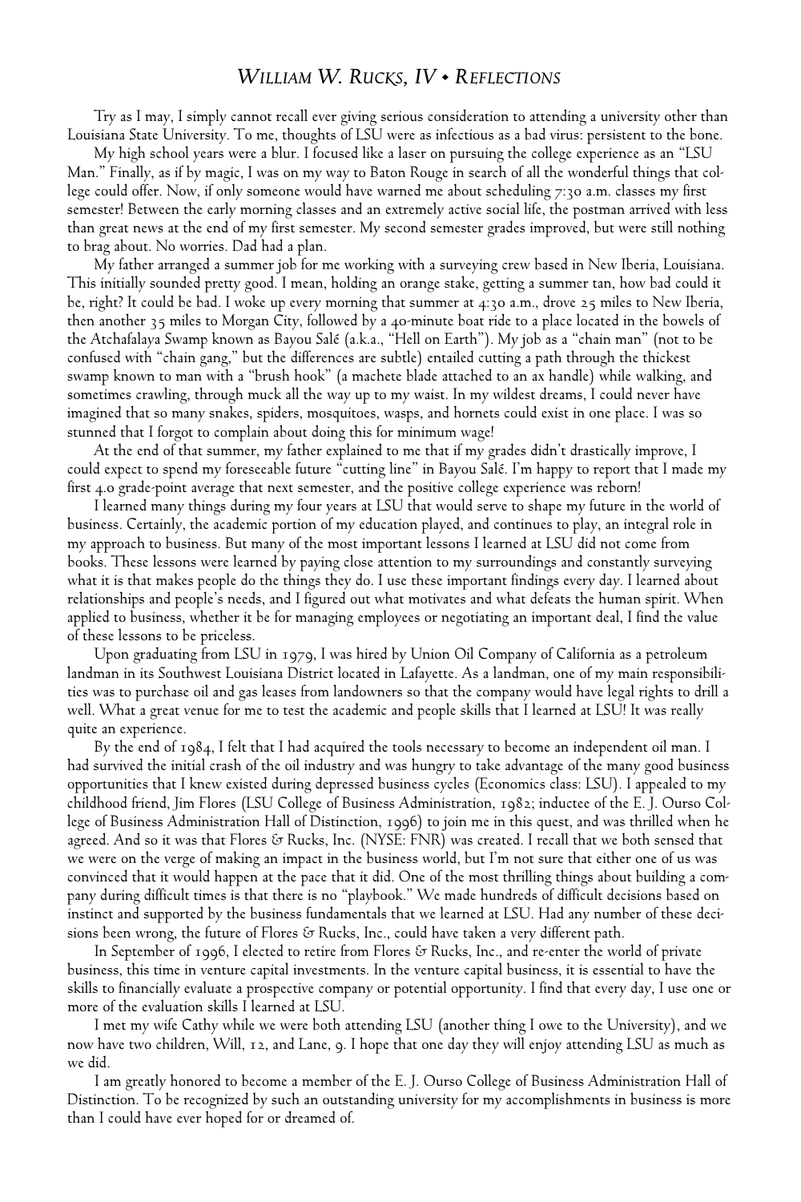## *William W. Rucks, IV • Reflections*

Try as I may, I simply cannot recall ever giving serious consideration to attending a university other than Louisiana State University. To me, thoughts of LSU were as infectious as a bad virus: persistent to the bone.

My high school years were a blur. I focused like a laser on pursuing the college experience as an "LSU Man." Finally, as if by magic, I was on my way to Baton Rouge in search of all the wonderful things that college could offer. Now, if only someone would have warned me about scheduling 7:30 a.m. classes my first semester! Between the early morning classes and an extremely active social life, the postman arrived with less than great news at the end of my first semester. My second semester grades improved, but were still nothing to brag about. No worries. Dad had a plan.

My father arranged a summer job for me working with a surveying crew based in New Iberia, Louisiana. This initially sounded pretty good. I mean, holding an orange stake, getting a summer tan, how bad could it be, right? It could be bad. I woke up every morning that summer at 4:30 a.m., drove 25 miles to New Iberia, then another 35 miles to Morgan City, followed by a 40-minute boat ride to a place located in the bowels of the Atchafalaya Swamp known as Bayou Salé (a.k.a., "Hell on Earth"). My job as a "chain man" (not to be confused with "chain gang," but the differences are subtle) entailed cutting a path through the thickest swamp known to man with a "brush hook" (a machete blade attached to an ax handle) while walking, and sometimes crawling, through muck all the way up to my waist. In my wildest dreams, I could never have imagined that so many snakes, spiders, mosquitoes, wasps, and hornets could exist in one place. I was so stunned that I forgot to complain about doing this for minimum wage!

At the end of that summer, my father explained to me that if my grades didn't drastically improve, I could expect to spend my foreseeable future "cutting line" in Bayou Salé. I'm happy to report that I made my first 4.0 grade-point average that next semester, and the positive college experience was reborn!

I learned many things during my four years at LSU that would serve to shape my future in the world of business. Certainly, the academic portion of my education played, and continues to play, an integral role in my approach to business. But many of the most important lessons I learned at LSU did not come from books. These lessons were learned by paying close attention to my surroundings and constantly surveying what it is that makes people do the things they do. I use these important findings every day. I learned about relationships and people's needs, and I figured out what motivates and what defeats the human spirit. When applied to business, whether it be for managing employees or negotiating an important deal, I find the value of these lessons to be priceless.

Upon graduating from LSU in 1979, I was hired by Union Oil Company of California as a petroleum landman in its Southwest Louisiana District located in Lafayette. As a landman, one of my main responsibilities was to purchase oil and gas leases from landowners so that the company would have legal rights to drill a well. What a great venue for me to test the academic and people skills that I learned at LSU! It was really quite an experience.

By the end of 1984, I felt that I had acquired the tools necessary to become an independent oil man. I had survived the initial crash of the oil industry and was hungry to take advantage of the many good business opportunities that I knew existed during depressed business cycles (Economics class: LSU). I appealed to my childhood friend, Jim Flores (LSU College of Business Administration, 1982; inductee of the E. J. Ourso College of Business Administration Hall of Distinction, 1996) to join me in this quest, and was thrilled when he agreed. And so it was that Flores & Rucks, Inc. (NYSE: FNR) was created. I recall that we both sensed that we were on the verge of making an impact in the business world, but I'm not sure that either one of us was convinced that it would happen at the pace that it did. One of the most thrilling things about building a company during difficult times is that there is no "playbook." We made hundreds of difficult decisions based on instinct and supported by the business fundamentals that we learned at LSU. Had any number of these decisions been wrong, the future of Flores & Rucks, Inc., could have taken a very different path.

In September of 1996, I elected to retire from Flores & Rucks, Inc., and re-enter the world of private business, this time in venture capital investments. In the venture capital business, it is essential to have the skills to financially evaluate a prospective company or potential opportunity. I find that every day, I use one or more of the evaluation skills I learned at LSU.

I met my wife Cathy while we were both attending LSU (another thing I owe to the University), and we now have two children, Will, 12, and Lane, 9. I hope that one day they will enjoy attending LSU as much as we did.

I am greatly honored to become a member of the E. J. Ourso College of Business Administration Hall of Distinction. To be recognized by such an outstanding university for my accomplishments in business is more than I could have ever hoped for or dreamed of.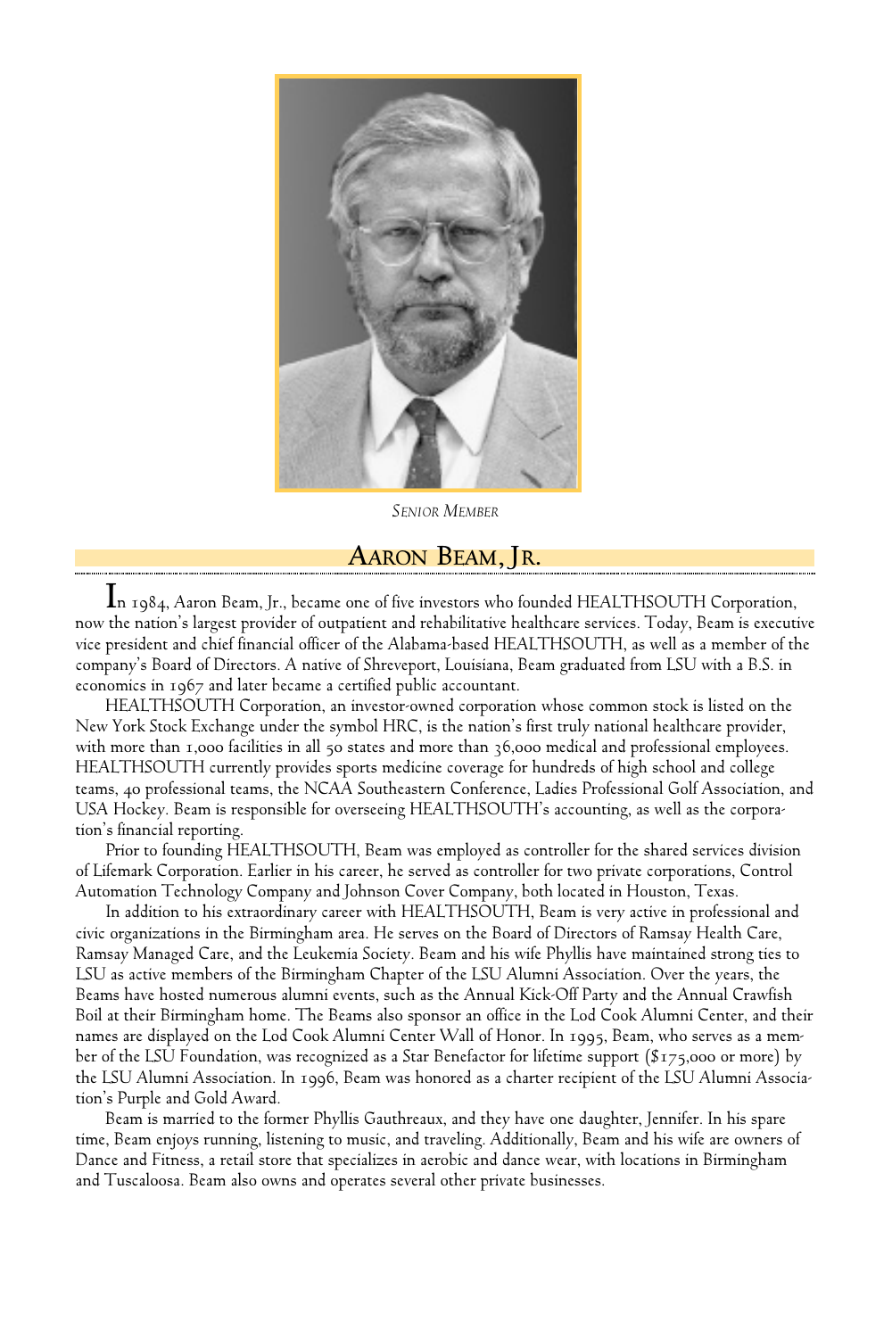*Senior Member*

## Aaron Beam, Jr.

In 1984, Aaron Beam, Jr., became one of five investors who founded HEALTHSOUTH Corporation, now the nation's largest provider of outpatient and rehabilitative healthcare services. Today, Beam is executive vice president and chief financial officer of the Alabama-based HEALTHSOUTH, as well as a member of the company's Board of Directors. A native of Shreveport, Louisiana, Beam graduated from LSU with a B.S. in economics in 1967 and later became a certified public accountant.

HEALTHSOUTH Corporation, an investor-owned corporation whose common stock is listed on the New York Stock Exchange under the symbol HRC, is the nation's first truly national healthcare provider, with more than 1,000 facilities in all 50 states and more than 36,000 medical and professional employees. HEALTHSOUTH currently provides sports medicine coverage for hundreds of high school and college teams, 40 professional teams, the NCAA Southeastern Conference, Ladies Professional Golf Association, and USA Hockey. Beam is responsible for overseeing HEALTHSOUTH's accounting, as well as the corporation's financial reporting.

Prior to founding HEALTHSOUTH, Beam was employed as controller for the shared services division of Lifemark Corporation. Earlier in his career, he served as controller for two private corporations, Control Automation Technology Company and Johnson Cover Company, both located in Houston, Texas.

In addition to his extraordinary career with HEALTHSOUTH, Beam is very active in professional and civic organizations in the Birmingham area. He serves on the Board of Directors of Ramsay Health Care, Ramsay Managed Care, and the Leukemia Society. Beam and his wife Phyllis have maintained strong ties to LSU as active members of the Birmingham Chapter of the LSU Alumni Association. Over the years, the Beams have hosted numerous alumni events, such as the Annual Kick-Off Party and the Annual Crawfish Boil at their Birmingham home. The Beams also sponsor an office in the Lod Cook Alumni Center, and their names are displayed on the Lod Cook Alumni Center Wall of Honor. In 1995, Beam, who serves as a member of the LSU Foundation, was recognized as a Star Benefactor for lifetime support ($175,000 or more) by the LSU Alumni Association. In 1996, Beam was honored as a charter recipient of the LSU Alumni Association's Purple and Gold Award.

Beam is married to the former Phyllis Gauthreaux, and they have one daughter, Jennifer. In his spare time, Beam enjoys running, listening to music, and traveling. Additionally, Beam and his wife are owners of Dance and Fitness, a retail store that specializes in aerobic and dance wear, with locations in Birmingham and Tuscaloosa. Beam also owns and operates several other private businesses.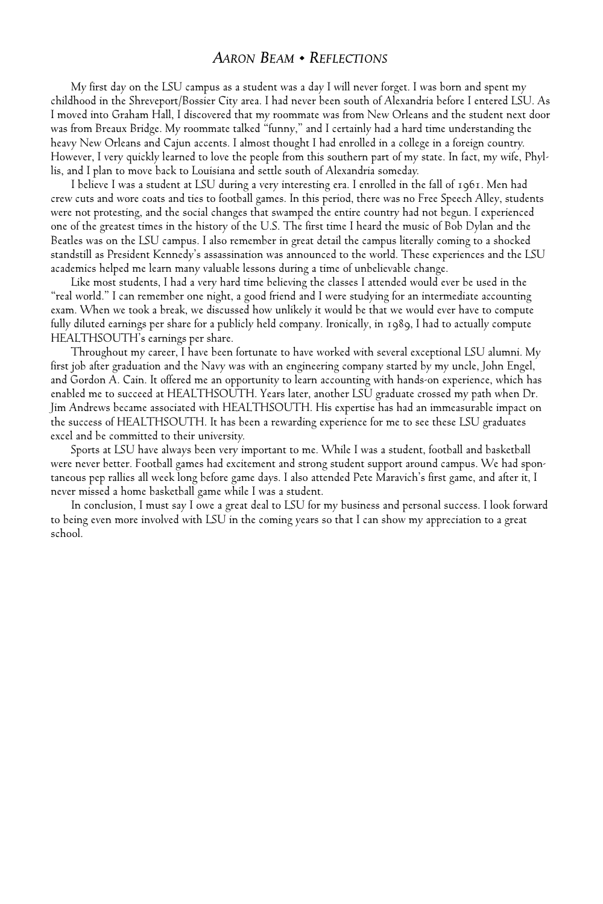## *Aaron Beam • Reflections*

My first day on the LSU campus as a student was a day I will never forget. I was born and spent my childhood in the Shreveport/Bossier City area. I had never been south of Alexandria before I entered LSU. As I moved into Graham Hall, I discovered that my roommate was from New Orleans and the student next door was from Breaux Bridge. My roommate talked "funny," and I certainly had a hard time understanding the heavy New Orleans and Cajun accents. I almost thought I had enrolled in a college in a foreign country. However, I very quickly learned to love the people from this southern part of my state. In fact, my wife, Phyllis, and I plan to move back to Louisiana and settle south of Alexandria someday.

I believe I was a student at LSU during a very interesting era. I enrolled in the fall of 1961. Men had crew cuts and wore coats and ties to football games. In this period, there was no Free Speech Alley, students were not protesting, and the social changes that swamped the entire country had not begun. I experienced one of the greatest times in the history of the U.S. The first time I heard the music of Bob Dylan and the Beatles was on the LSU campus. I also remember in great detail the campus literally coming to a shocked standstill as President Kennedy's assassination was announced to the world. These experiences and the LSU academics helped me learn many valuable lessons during a time of unbelievable change.

Like most students, I had a very hard time believing the classes I attended would ever be used in the "real world." I can remember one night, a good friend and I were studying for an intermediate accounting exam. When we took a break, we discussed how unlikely it would be that we would ever have to compute fully diluted earnings per share for a publicly held company. Ironically, in 1989, I had to actually compute HEALTHSOUTH's earnings per share.

Throughout my career, I have been fortunate to have worked with several exceptional LSU alumni. My first job after graduation and the Navy was with an engineering company started by my uncle, John Engel, and Gordon A. Cain. It offered me an opportunity to learn accounting with hands-on experience, which has enabled me to succeed at HEALTHSOUTH. Years later, another LSU graduate crossed my path when Dr. Jim Andrews became associated with HEALTHSOUTH. His expertise has had an immeasurable impact on the success of HEALTHSOUTH. It has been a rewarding experience for me to see these LSU graduates excel and be committed to their university.

Sports at LSU have always been very important to me. While I was a student, football and basketball were never better. Football games had excitement and strong student support around campus. We had spontaneous pep rallies all week long before game days. I also attended Pete Maravich's first game, and after it, I never missed a home basketball game while I was a student.

In conclusion, I must say I owe a great deal to LSU for my business and personal success. I look forward to being even more involved with LSU in the coming years so that I can show my appreciation to a great school.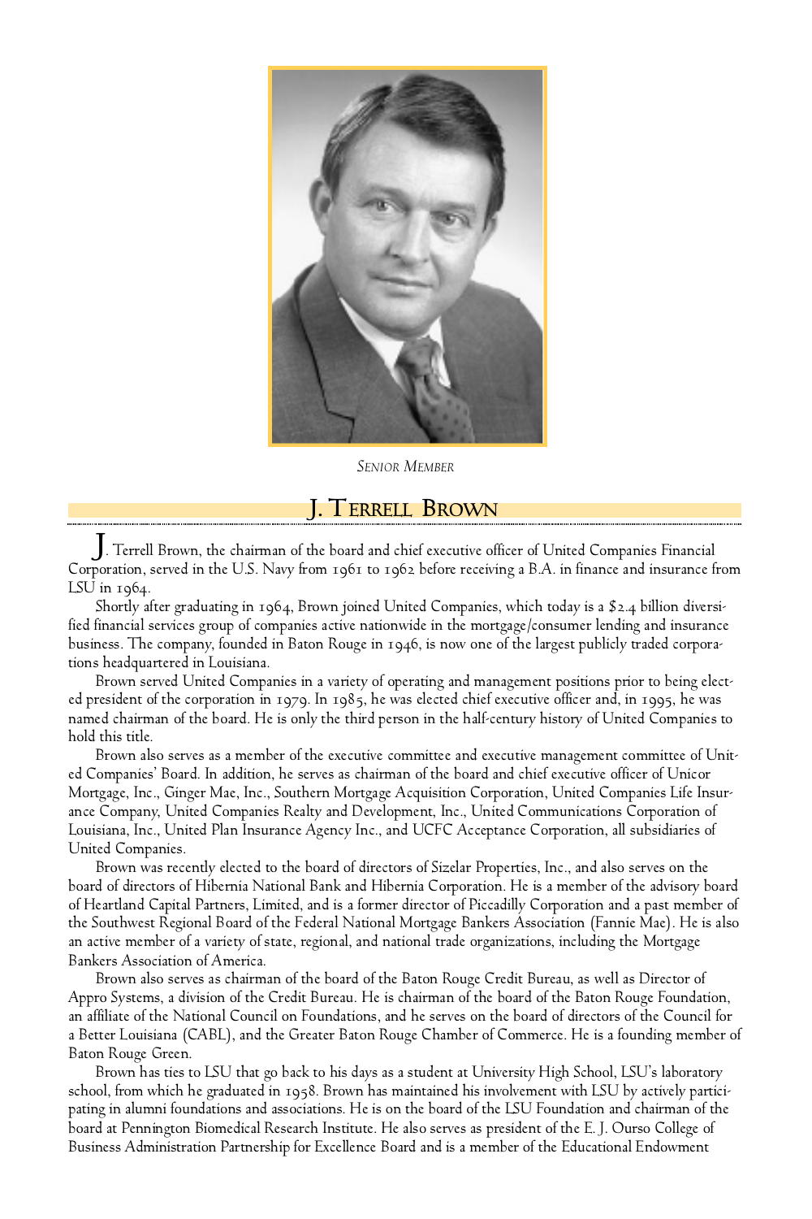*Senior Member*

## J. Terrell Brown

J. Terrell Brown, the chairman of the board and chief executive officer of United Companies Financial Corporation, served in the U.S. Navy from 1961 to 1962 before receiving a B.A. in finance and insurance from LSU in 1964.

Shortly after graduating in 1964, Brown joined United Companies, which today is a $2.4 billion diversified financial services group of companies active nationwide in the mortgage/consumer lending and insurance business. The company, founded in Baton Rouge in 1946, is now one of the largest publicly traded corporations headquartered in Louisiana.

Brown served United Companies in a variety of operating and management positions prior to being elected president of the corporation in 1979. In 1985, he was elected chief executive officer and, in 1995, he was named chairman of the board. He is only the third person in the half-century history of United Companies to hold this title.

Brown also serves as a member of the executive committee and executive management committee of United Companies' Board. In addition, he serves as chairman of the board and chief executive officer of Unicor Mortgage, Inc., Ginger Mae, Inc., Southern Mortgage Acquisition Corporation, United Companies Life Insurance Company, United Companies Realty and Development, Inc., United Communications Corporation of Louisiana, Inc., United Plan Insurance Agency Inc., and UCFC Acceptance Corporation, all subsidiaries of United Companies.

Brown was recently elected to the board of directors of Sizelar Properties, Inc., and also serves on the board of directors of Hibernia National Bank and Hibernia Corporation. He is a member of the advisory board of Heartland Capital Partners, Limited, and is a former director of Piccadilly Corporation and a past member of the Southwest Regional Board of the Federal National Mortgage Bankers Association (Fannie Mae). He is also an active member of a variety of state, regional, and national trade organizations, including the Mortgage Bankers Association of America.

Brown also serves as chairman of the board of the Baton Rouge Credit Bureau, as well as Director of Appro Systems, a division of the Credit Bureau. He is chairman of the board of the Baton Rouge Foundation, an affiliate of the National Council on Foundations, and he serves on the board of directors of the Council for a Better Louisiana (CABL), and the Greater Baton Rouge Chamber of Commerce. He is a founding member of Baton Rouge Green.

Brown has ties to LSU that go back to his days as a student at University High School, LSU's laboratory school, from which he graduated in 1958. Brown has maintained his involvement with LSU by actively participating in alumni foundations and associations. He is on the board of the LSU Foundation and chairman of the board at Pennington Biomedical Research Institute. He also serves as president of the E. J. Ourso College of Business Administration Partnership for Excellence Board and is a member of the Educational Endowment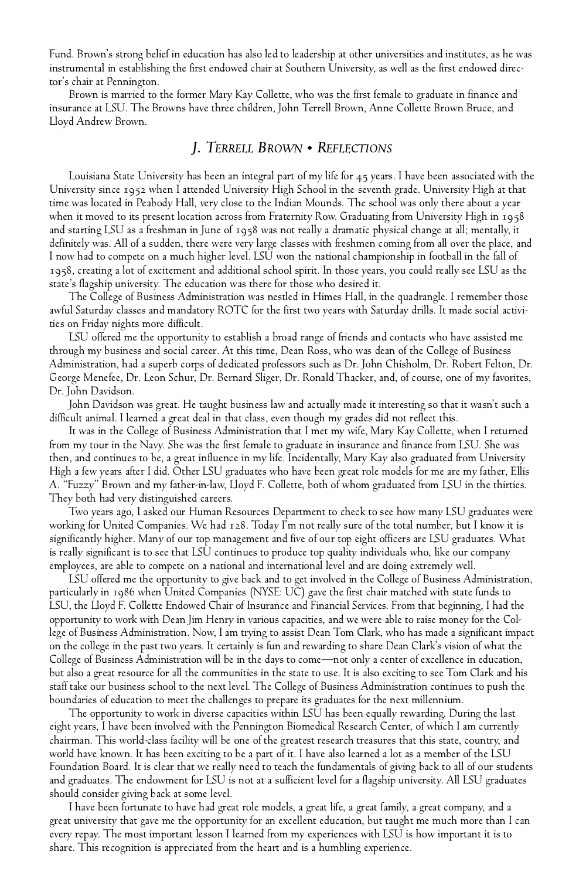Fund. Brown's strong belief in education has also led to leadership at other universities and institutes, as he was instrumental in establishing the first endowed chair at Southern University, as well as the first endowed director's chair at Pennington.

Brown is married to the former Mary Kay Collette, who was the first female to graduate in finance and insurance at LSU. The Browns have three children, John Terrell Brown, Anne Collette Brown Bruce, and Lloyd Andrew Brown.

## *J. Terrell Brown • Reflections*

Louisiana State University has been an integral part of my life for 45 years. I have been associated with the University since 1952 when I attended University High School in the seventh grade. University High at that time was located in Peabody Hall, very close to the Indian Mounds. The school was only there about a year when it moved to its present location across from Fraternity Row. Graduating from University High in 1958 and starting LSU as a freshman in June of 1958 was not really a dramatic physical change at all; mentally, it definitely was. All of a sudden, there were very large classes with freshmen coming from all over the place, and I now had to compete on a much higher level. LSU won the national championship in football in the fall of 1958, creating a lot of excitement and additional school spirit. In those years, you could really see LSU as the state's flagship university. The education was there for those who desired it.

The College of Business Administration was nestled in Himes Hall, in the quadrangle. I remember those awful Saturday classes and mandatory ROTC for the first two years with Saturday drills. It made social activities on Friday nights more difficult.

LSU offered me the opportunity to establish a broad range of friends and contacts who have assisted me through my business and social career. At this time, Dean Ross, who was dean of the College of Business Administration, had a superb corps of dedicated professors such as Dr. John Chisholm, Dr. Robert Felton, Dr. George Menefee, Dr. Leon Schur, Dr. Bernard Sliger, Dr. Ronald Thacker, and, of course, one of my favorites, Dr. John Davidson.

John Davidson was great. He taught business law and actually made it interesting so that it wasn't such a difficult animal. I learned a great deal in that class, even though my grades did not reflect this.

It was in the College of Business Administration that I met my wife, Mary Kay Collette, when I returned from my tour in the Navy. She was the first female to graduate in insurance and finance from LSU. She was then, and continues to be, a great influence in my life. Incidentally, Mary Kay also graduated from University High a few years after I did. Other LSU graduates who have been great role models for me are my father, Ellis A. "Fuzzy" Brown and my father-in-law, Lloyd F. Collette, both of whom graduated from LSU in the thirties. They both had very distinguished careers.

Two years ago, I asked our Human Resources Department to check to see how many LSU graduates were working for United Companies. We had 128. Today I'm not really sure of the total number, but I know it is significantly higher. Many of our top management and five of our top eight officers are LSU graduates. What is really significant is to see that LSU continues to produce top quality individuals who, like our company employees, are able to compete on a national and international level and are doing extremely well.

LSU offered me the opportunity to give back and to get involved in the College of Business Administration, particularly in 1986 when United Companies (NYSE: UC) gave the first chair matched with state funds to LSU, the Lloyd F. Collette Endowed Chair of Insurance and Financial Services. From that beginning, I had the opportunity to work with Dean Jim Henry in various capacities, and we were able to raise money for the College of Business Administration. Now, I am trying to assist Dean Tom Clark, who has made a significant impact on the college in the past two years. It certainly is fun and rewarding to share Dean Clark's vision of what the College of Business Administration will be in the days to come—not only a center of excellence in education, but also a great resource for all the communities in the state to use. It is also exciting to see Tom Clark and his staff take our business school to the next level. The College of Business Administration continues to push the boundaries of education to meet the challenges to prepare its graduates for the next millennium.

The opportunity to work in diverse capacities within LSU has been equally rewarding. During the last eight years, I have been involved with the Pennington Biomedical Research Center, of which I am currently chairman. This world-class facility will be one of the greatest research treasures that this state, country, and world have known. It has been exciting to be a part of it. I have also learned a lot as a member of the LSU Foundation Board. It is clear that we really need to teach the fundamentals of giving back to all of our students and graduates. The endowment for LSU is not at a sufficient level for a flagship university. All LSU graduates should consider giving back at some level.

I have been fortunate to have had great role models, a great life, a great family, a great company, and a great university that gave me the opportunity for an excellent education, but taught me much more than I can every repay. The most important lesson I learned from my experiences with LSU is how important it is to share. This recognition is appreciated from the heart and is a humbling experience.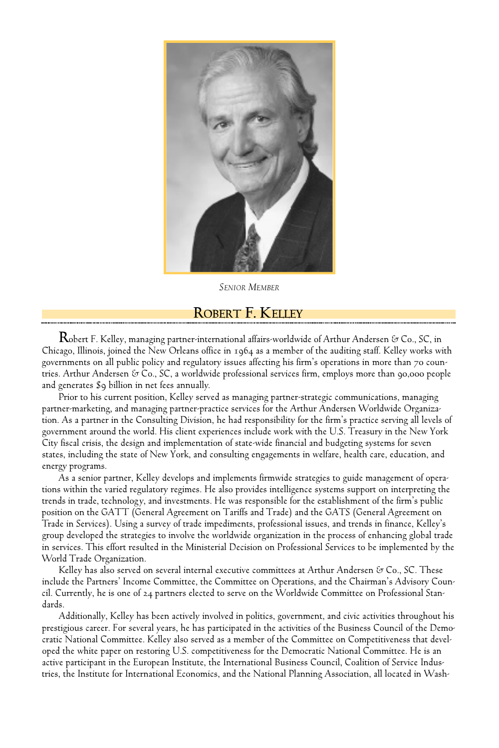*Senior Member*

## Robert F. Kelley

Robert F. Kelley, managing partner-international affairs-worldwide of Arthur Andersen & Co., SC, in Chicago, Illinois, joined the New Orleans office in 1964 as a member of the auditing staff. Kelley works with governments on all public policy and regulatory issues affecting his firm's operations in more than 70 countries. Arthur Andersen & Co., SC, a worldwide professional services firm, employs more than 90,000 people and generates $9 billion in net fees annually.

Prior to his current position, Kelley served as managing partner-strategic communications, managing partner-marketing, and managing partner-practice services for the Arthur Andersen Worldwide Organization. As a partner in the Consulting Division, he had responsibility for the firm's practice serving all levels of government around the world. His client experiences include work with the U.S. Treasury in the New York City fiscal crisis, the design and implementation of state-wide financial and budgeting systems for seven states, including the state of New York, and consulting engagements in welfare, health care, education, and energy programs.

As a senior partner, Kelley develops and implements firmwide strategies to guide management of operations within the varied regulatory regimes. He also provides intelligence systems support on interpreting the trends in trade, technology, and investments. He was responsible for the establishment of the firm's public position on the GATT (General Agreement on Tariffs and Trade) and the GATS (General Agreement on Trade in Services). Using a survey of trade impediments, professional issues, and trends in finance, Kelley's group developed the strategies to involve the worldwide organization in the process of enhancing global trade in services. This effort resulted in the Ministerial Decision on Professional Services to be implemented by the World Trade Organization.

Kelley has also served on several internal executive committees at Arthur Andersen & Co., SC. These include the Partners' Income Committee, the Committee on Operations, and the Chairman's Advisory Council. Currently, he is one of 24 partners elected to serve on the Worldwide Committee on Professional Standards.

Additionally, Kelley has been actively involved in politics, government, and civic activities throughout his prestigious career. For several years, he has participated in the activities of the Business Council of the Democratic National Committee. Kelley also served as a member of the Committee on Competitiveness that developed the white paper on restoring U.S. competitiveness for the Democratic National Committee. He is an active participant in the European Institute, the International Business Council, Coalition of Service Industries, the Institute for International Economics, and the National Planning Association, all located in Wash-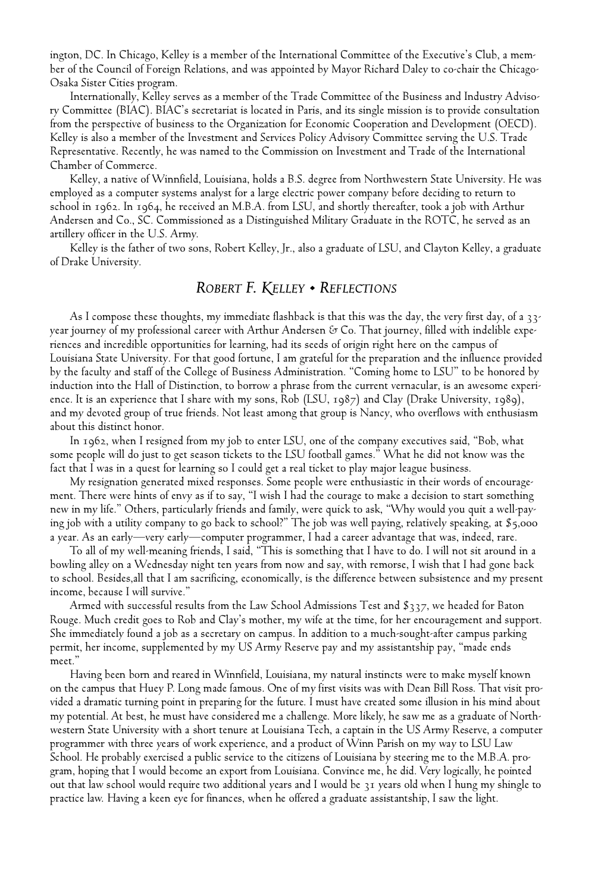ington, DC. In Chicago, Kelley is a member of the International Committee of the Executive's Club, a member of the Council of Foreign Relations, and was appointed by Mayor Richard Daley to co-chair the Chicago-Osaka Sister Cities program.

Internationally, Kelley serves as a member of the Trade Committee of the Business and Industry Advisory Committee (BIAC). BIAC's secretariat is located in Paris, and its single mission is to provide consultation from the perspective of business to the Organization for Economic Cooperation and Development (OECD). Kelley is also a member of the Investment and Services Policy Advisory Committee serving the U.S. Trade Representative. Recently, he was named to the Commission on Investment and Trade of the International Chamber of Commerce.

Kelley, a native of Winnfield, Louisiana, holds a B.S. degree from Northwestern State University. He was employed as a computer systems analyst for a large electric power company before deciding to return to school in 1962. In 1964, he received an M.B.A. from LSU, and shortly thereafter, took a job with Arthur Andersen and Co., SC. Commissioned as a Distinguished Military Graduate in the ROTC, he served as an artillery officer in the U.S. Army.

Kelley is the father of two sons, Robert Kelley, Jr., also a graduate of LSU, and Clayton Kelley, a graduate of Drake University.

## *ROBERT F. KELLEY • REFLECTIONS*

As I compose these thoughts, my immediate flashback is that this was the day, the very first day, of a 33-year journey of my professional career with Arthur Andersen & Co. That journey, filled with indelible experiences and incredible opportunities for learning, had its seeds of origin right here on the campus of Louisiana State University. For that good fortune, I am grateful for the preparation and the influence provided by the faculty and staff of the College of Business Administration. "Coming home to LSU" to be honored by induction into the Hall of Distinction, to borrow a phrase from the current vernacular, is an awesome experience. It is an experience that I share with my sons, Rob (LSU, 1987) and Clay (Drake University, 1989), and my devoted group of true friends. Not least among that group is Nancy, who overflows with enthusiasm about this distinct honor.

In 1962, when I resigned from my job to enter LSU, one of the company executives said, "Bob, what some people will do just to get season tickets to the LSU football games." What he did not know was the fact that I was in a quest for learning so I could get a real ticket to play major league business.

My resignation generated mixed responses. Some people were enthusiastic in their words of encouragement. There were hints of envy as if to say, "I wish I had the courage to make a decision to start something new in my life." Others, particularly friends and family, were quick to ask, "Why would you quit a well-paying job with a utility company to go back to school?" The job was well paying, relatively speaking, at $5,000 a year. As an early—very early—computer programmer, I had a career advantage that was, indeed, rare.

To all of my well-meaning friends, I said, "This is something that I have to do. I will not sit around in a bowling alley on a Wednesday night ten years from now and say, with remorse, I wish that I had gone back to school. Besides,all that I am sacrificing, economically, is the difference between subsistence and my present income, because I will survive."

Armed with successful results from the Law School Admissions Test and $337, we headed for Baton Rouge. Much credit goes to Rob and Clay's mother, my wife at the time, for her encouragement and support. She immediately found a job as a secretary on campus. In addition to a much-sought-after campus parking permit, her income, supplemented by my US Army Reserve pay and my assistantship pay, "made ends meet."

Having been born and reared in Winnfield, Louisiana, my natural instincts were to make myself known on the campus that Huey P. Long made famous. One of my first visits was with Dean Bill Ross. That visit provided a dramatic turning point in preparing for the future. I must have created some illusion in his mind about my potential. At best, he must have considered me a challenge. More likely, he saw me as a graduate of Northwestern State University with a short tenure at Louisiana Tech, a captain in the US Army Reserve, a computer programmer with three years of work experience, and a product of Winn Parish on my way to LSU Law School. He probably exercised a public service to the citizens of Louisiana by steering me to the M.B.A. program, hoping that I would become an export from Louisiana. Convince me, he did. Very logically, he pointed out that law school would require two additional years and I would be 31 years old when I hung my shingle to practice law. Having a keen eye for finances, when he offered a graduate assistantship, I saw the light.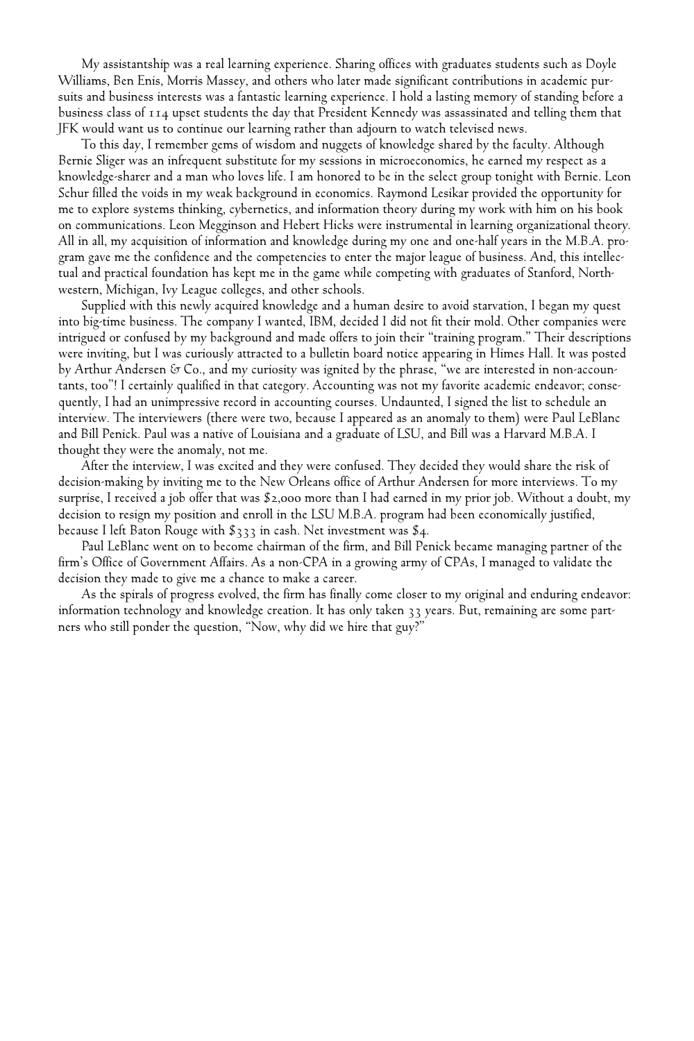My assistantship was a real learning experience. Sharing offices with graduates students such as Doyle Williams, Ben Enis, Morris Massey, and others who later made significant contributions in academic pursuits and business interests was a fantastic learning experience. I hold a lasting memory of standing before a business class of 114 upset students the day that President Kennedy was assassinated and telling them that JFK would want us to continue our learning rather than adjourn to watch televised news.

To this day, I remember gems of wisdom and nuggets of knowledge shared by the faculty. Although Bernie Sliger was an infrequent substitute for my sessions in microeconomics, he earned my respect as a knowledge-sharer and a man who loves life. I am honored to be in the select group tonight with Bernie. Leon Schur filled the voids in my weak background in economics. Raymond Lesikar provided the opportunity for me to explore systems thinking, cybernetics, and information theory during my work with him on his book on communications. Leon Megginson and Hebert Hicks were instrumental in learning organizational theory. All in all, my acquisition of information and knowledge during my one and one-half years in the M.B.A. program gave me the confidence and the competencies to enter the major league of business. And, this intellectual and practical foundation has kept me in the game while competing with graduates of Stanford, Northwestern, Michigan, Ivy League colleges, and other schools.

Supplied with this newly acquired knowledge and a human desire to avoid starvation, I began my quest into big-time business. The company I wanted, IBM, decided I did not fit their mold. Other companies were intrigued or confused by my background and made offers to join their "training program." Their descriptions were inviting, but I was curiously attracted to a bulletin board notice appearing in Himes Hall. It was posted by Arthur Andersen & Co., and my curiosity was ignited by the phrase, "we are interested in non-accountants, too"! I certainly qualified in that category. Accounting was not my favorite academic endeavor; consequently, I had an unimpressive record in accounting courses. Undaunted, I signed the list to schedule an interview. The interviewers (there were two, because I appeared as an anomaly to them) were Paul LeBlanc and Bill Penick. Paul was a native of Louisiana and a graduate of LSU, and Bill was a Harvard M.B.A. I thought they were the anomaly, not me.

After the interview, I was excited and they were confused. They decided they would share the risk of decision-making by inviting me to the New Orleans office of Arthur Andersen for more interviews. To my surprise, I received a job offer that was $2,000 more than I had earned in my prior job. Without a doubt, my decision to resign my position and enroll in the LSU M.B.A. program had been economically justified, because I left Baton Rouge with $333 in cash. Net investment was $4.

Paul LeBlanc went on to become chairman of the firm, and Bill Penick became managing partner of the firm's Office of Government Affairs. As a non-CPA in a growing army of CPAs, I managed to validate the decision they made to give me a chance to make a career.

As the spirals of progress evolved, the firm has finally come closer to my original and enduring endeavor: information technology and knowledge creation. It has only taken 33 years. But, remaining are some partners who still ponder the question, "Now, why did we hire that guy?"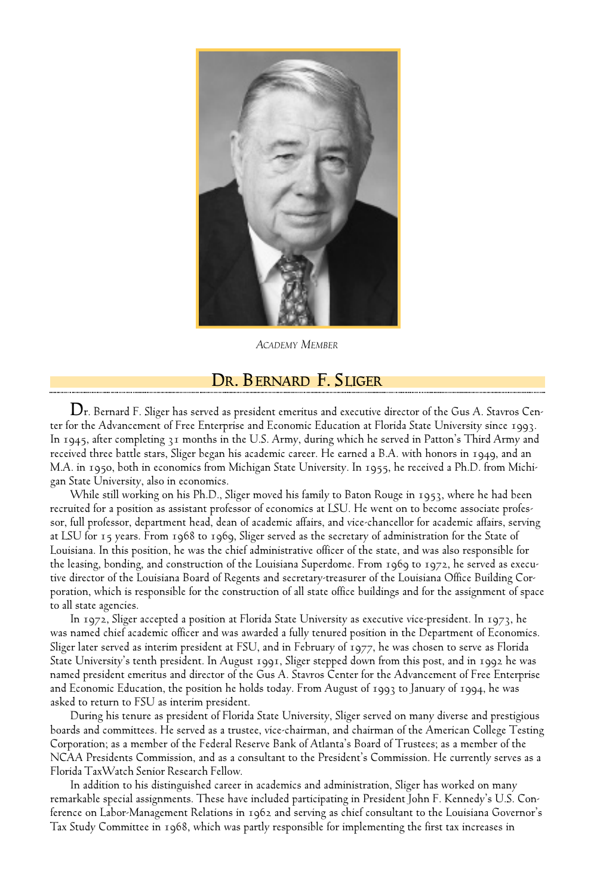*Academy Member*

## Dr. Bernard F. Sliger

Dr. Bernard F. Sliger has served as president emeritus and executive director of the Gus A. Stavros Center for the Advancement of Free Enterprise and Economic Education at Florida State University since 1993. In 1945, after completing 31 months in the U.S. Army, during which he served in Patton's Third Army and received three battle stars, Sliger began his academic career. He earned a B.A. with honors in 1949, and an M.A. in 1950, both in economics from Michigan State University. In 1955, he received a Ph.D. from Michigan State University, also in economics.

While still working on his Ph.D., Sliger moved his family to Baton Rouge in 1953, where he had been recruited for a position as assistant professor of economics at LSU. He went on to become associate professor, full professor, department head, dean of academic affairs, and vice-chancellor for academic affairs, serving at LSU for 15 years. From 1968 to 1969, Sliger served as the secretary of administration for the State of Louisiana. In this position, he was the chief administrative officer of the state, and was also responsible for the leasing, bonding, and construction of the Louisiana Superdome. From 1969 to 1972, he served as executive director of the Louisiana Board of Regents and secretary-treasurer of the Louisiana Office Building Corporation, which is responsible for the construction of all state office buildings and for the assignment of space to all state agencies.

In 1972, Sliger accepted a position at Florida State University as executive vice-president. In 1973, he was named chief academic officer and was awarded a fully tenured position in the Department of Economics. Sliger later served as interim president at FSU, and in February of 1977, he was chosen to serve as Florida State University's tenth president. In August 1991, Sliger stepped down from this post, and in 1992 he was named president emeritus and director of the Gus A. Stavros Center for the Advancement of Free Enterprise and Economic Education, the position he holds today. From August of 1993 to January of 1994, he was asked to return to FSU as interim president.

During his tenure as president of Florida State University, Sliger served on many diverse and prestigious boards and committees. He served as a trustee, vice-chairman, and chairman of the American College Testing Corporation; as a member of the Federal Reserve Bank of Atlanta's Board of Trustees; as a member of the NCAA Presidents Commission, and as a consultant to the President's Commission. He currently serves as a Florida TaxWatch Senior Research Fellow.

In addition to his distinguished career in academics and administration, Sliger has worked on many remarkable special assignments. These have included participating in President John F. Kennedy's U.S. Conference on Labor-Management Relations in 1962 and serving as chief consultant to the Louisiana Governor's Tax Study Committee in 1968, which was partly responsible for implementing the first tax increases in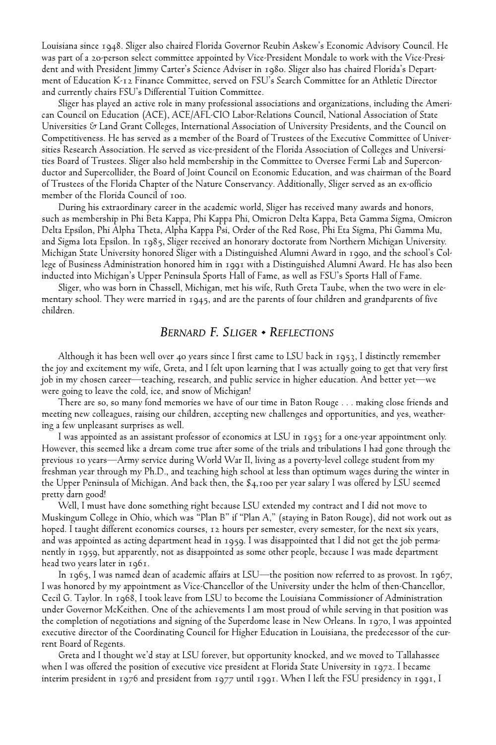Louisiana since 1948. Sliger also chaired Florida Governor Reubin Askew's Economic Advisory Council. He was part of a 20-person select committee appointed by Vice-President Mondale to work with the Vice-President and with President Jimmy Carter's Science Adviser in 1980. Sliger also has chaired Florida's Department of Education K-12 Finance Committee, served on FSU's Search Committee for an Athletic Director and currently chairs FSU's Differential Tuition Committee.

Sliger has played an active role in many professional associations and organizations, including the American Council on Education (ACE), ACE/AFL-CIO Labor-Relations Council, National Association of State Universities & Land Grant Colleges, International Association of University Presidents, and the Council on Competitiveness. He has served as a member of the Board of Trustees of the Executive Committee of Universities Research Association. He served as vice-president of the Florida Association of Colleges and Universities Board of Trustees. Sliger also held membership in the Committee to Oversee Fermi Lab and Superconductor and Supercollider, the Board of Joint Council on Economic Education, and was chairman of the Board of Trustees of the Florida Chapter of the Nature Conservancy. Additionally, Sliger served as an ex-officio member of the Florida Council of 100.

During his extraordinary career in the academic world, Sliger has received many awards and honors, such as membership in Phi Beta Kappa, Phi Kappa Phi, Omicron Delta Kappa, Beta Gamma Sigma, Omicron Delta Epsilon, Phi Alpha Theta, Alpha Kappa Psi, Order of the Red Rose, Phi Eta Sigma, Phi Gamma Mu, and Sigma Iota Epsilon. In 1985, Sliger received an honorary doctorate from Northern Michigan University. Michigan State University honored Sliger with a Distinguished Alumni Award in 1990, and the school's College of Business Administration honored him in 1991 with a Distinguished Alumni Award. He has also been inducted into Michigan's Upper Peninsula Sports Hall of Fame, as well as FSU's Sports Hall of Fame.

Sliger, who was born in Chassell, Michigan, met his wife, Ruth Greta Taube, when the two were in elementary school. They were married in 1945, and are the parents of four children and grandparents of five children.

## *Bernard F. Sliger • Reflections*

Although it has been well over 40 years since I first came to LSU back in 1953, I distinctly remember the joy and excitement my wife, Greta, and I felt upon learning that I was actually going to get that very first job in my chosen career—teaching, research, and public service in higher education. And better yet—we were going to leave the cold, ice, and snow of Michigan!

There are so, so many fond memories we have of our time in Baton Rouge . . . making close friends and meeting new colleagues, raising our children, accepting new challenges and opportunities, and yes, weathering a few unpleasant surprises as well.

I was appointed as an assistant professor of economics at LSU in 1953 for a one-year appointment only. However, this seemed like a dream come true after some of the trials and tribulations I had gone through the previous 10 years—Army service during World War II, living as a poverty-level college student from my freshman year through my Ph.D., and teaching high school at less than optimum wages during the winter in the Upper Peninsula of Michigan. And back then, the $4,100 per year salary I was offered by LSU seemed pretty darn good!

Well, I must have done something right because LSU extended my contract and I did not move to Muskingum College in Ohio, which was "Plan B" if "Plan A," (staying in Baton Rouge), did not work out as hoped. I taught different economics courses, 12 hours per semester, every semester, for the next six years, and was appointed as acting department head in 1959. I was disappointed that I did not get the job permanently in 1959, but apparently, not as disappointed as some other people, because I was made department head two years later in 1961.

In 1965, I was named dean of academic affairs at LSU—the position now referred to as provost. In 1967, I was honored by my appointment as Vice-Chancellor of the University under the helm of then-Chancellor, Cecil G. Taylor. In 1968, I took leave from LSU to become the Louisiana Commissioner of Administration under Governor McKeithen. One of the achievements I am most proud of while serving in that position was the completion of negotiations and signing of the Superdome lease in New Orleans. In 1970, I was appointed executive director of the Coordinating Council for Higher Education in Louisiana, the predecessor of the current Board of Regents.

Greta and I thought we'd stay at LSU forever, but opportunity knocked, and we moved to Tallahassee when I was offered the position of executive vice president at Florida State University in 1972. I became interim president in 1976 and president from 1977 until 1991. When I left the FSU presidency in 1991, I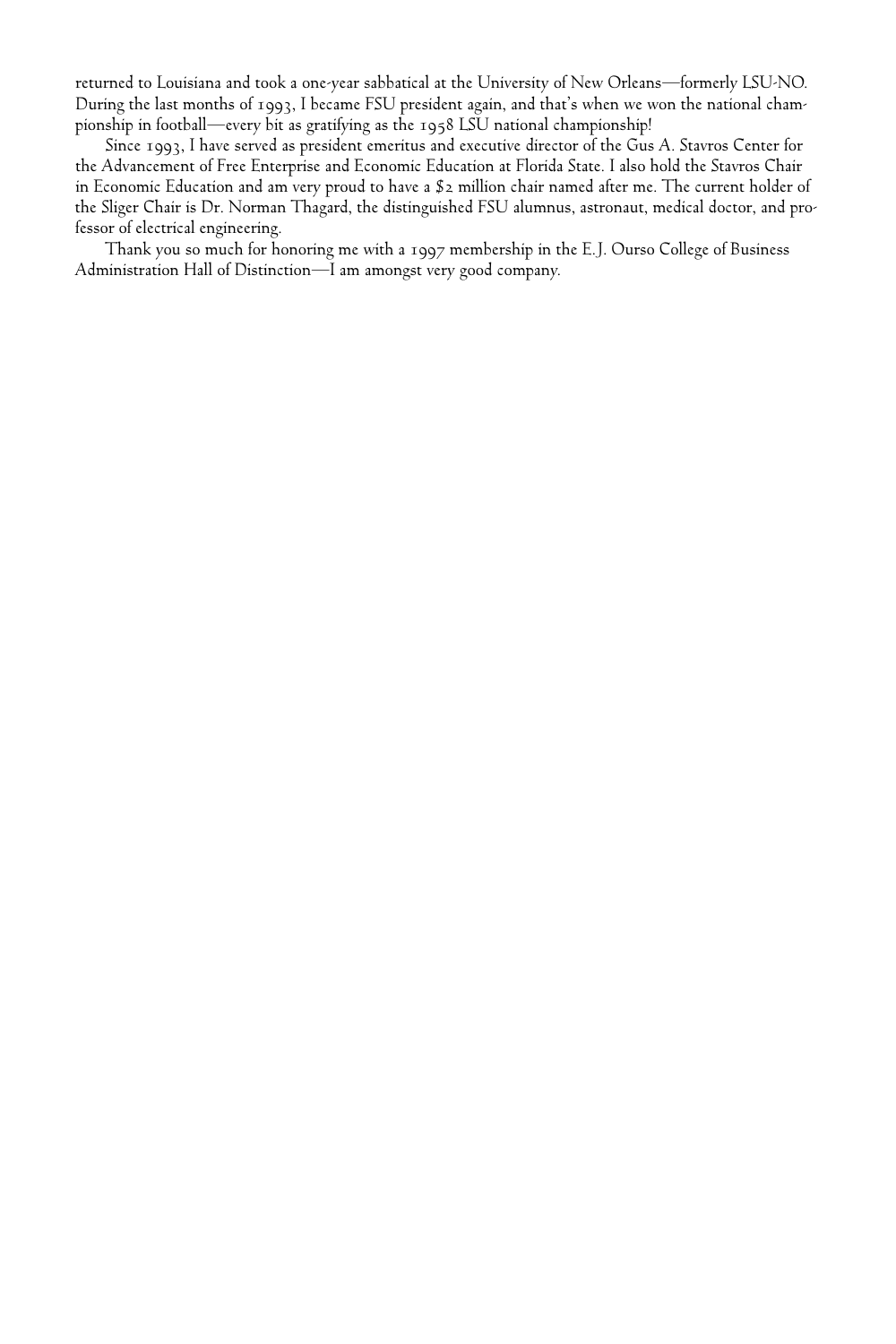returned to Louisiana and took a one-year sabbatical at the University of New Orleans—formerly LSU-NO. During the last months of 1993, I became FSU president again, and that's when we won the national championship in football—every bit as gratifying as the 1958 LSU national championship!

Since 1993, I have served as president emeritus and executive director of the Gus A. Stavros Center for the Advancement of Free Enterprise and Economic Education at Florida State. I also hold the Stavros Chair in Economic Education and am very proud to have a $2 million chair named after me. The current holder of the Sliger Chair is Dr. Norman Thagard, the distinguished FSU alumnus, astronaut, medical doctor, and professor of electrical engineering.

Thank you so much for honoring me with a 1997 membership in the E.J. Ourso College of Business Administration Hall of Distinction—I am amongst very good company.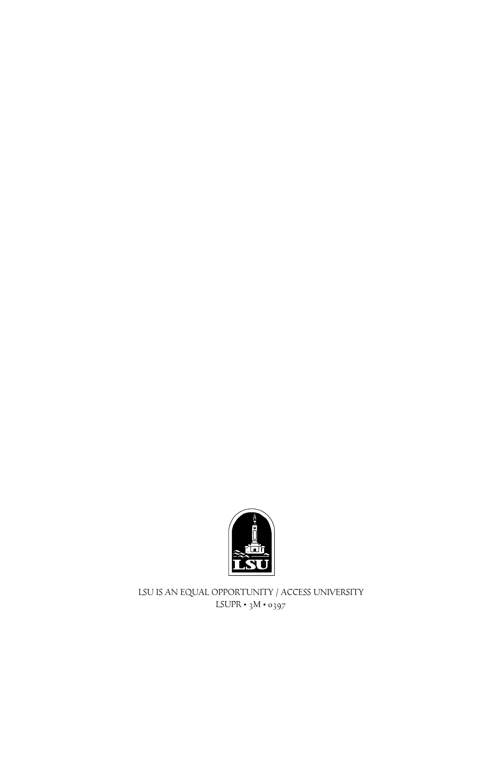LSU IS AN EQUAL OPPORTUNITY / ACCESS UNIVERSITY

LSUPR • 3M • 0397